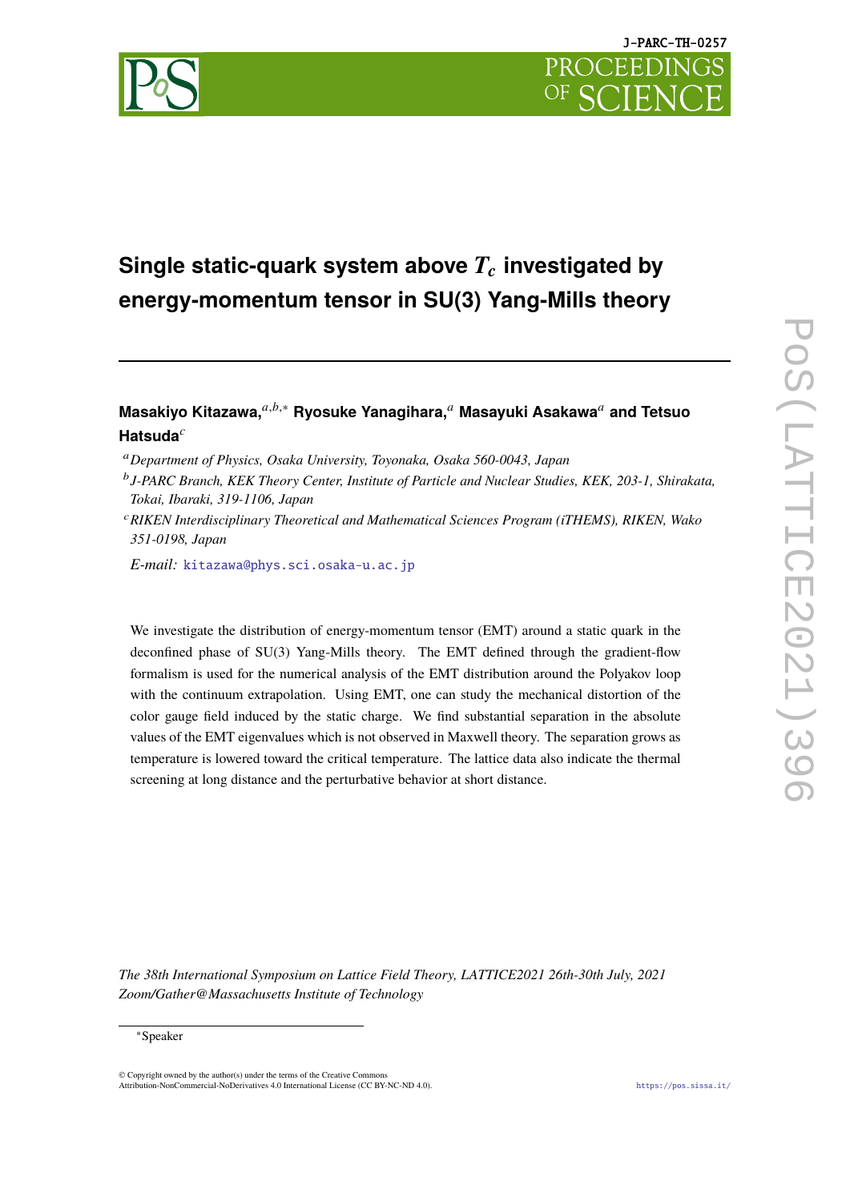J-PARC-TH-0257

# Single static-quark system above $T_c$ investigated by energy-momentum tensor in SU(3) Yang-Mills theory

**Masakiyo Kitazawa,**[a,b,*] **Ryosuke Yanagihara,**[a] **Masayuki Asakawa**[a] **and Tetsuo Hatsuda**[c]

[a] *Department of Physics, Osaka University, Toyonaka, Osaka 560-0043, Japan*

[b] *J-PARC Branch, KEK Theory Center, Institute of Particle and Nuclear Studies, KEK, 203-1, Shirakata, Tokai, Ibaraki, 319-1106, Japan*

[c] *RIKEN Interdisciplinary Theoretical and Mathematical Sciences Program (iTHEMS), RIKEN, Wako 351-0198, Japan*

*E-mail:* kitazawa@phys.sci.osaka-u.ac.jp

We investigate the distribution of energy-momentum tensor (EMT) around a static quark in the deconfined phase of SU(3) Yang-Mills theory. The EMT defined through the gradient-flow formalism is used for the numerical analysis of the EMT distribution around the Polyakov loop with the continuum extrapolation. Using EMT, one can study the mechanical distortion of the color gauge field induced by the static charge. We find substantial separation in the absolute values of the EMT eigenvalues which is not observed in Maxwell theory. The separation grows as temperature is lowered toward the critical temperature. The lattice data also indicate the thermal screening at long distance and the perturbative behavior at short distance.

*The 38th International Symposium on Lattice Field Theory, LATTICE2021 26th-30th July, 2021 Zoom/Gather@Massachusetts Institute of Technology*

[*] Speaker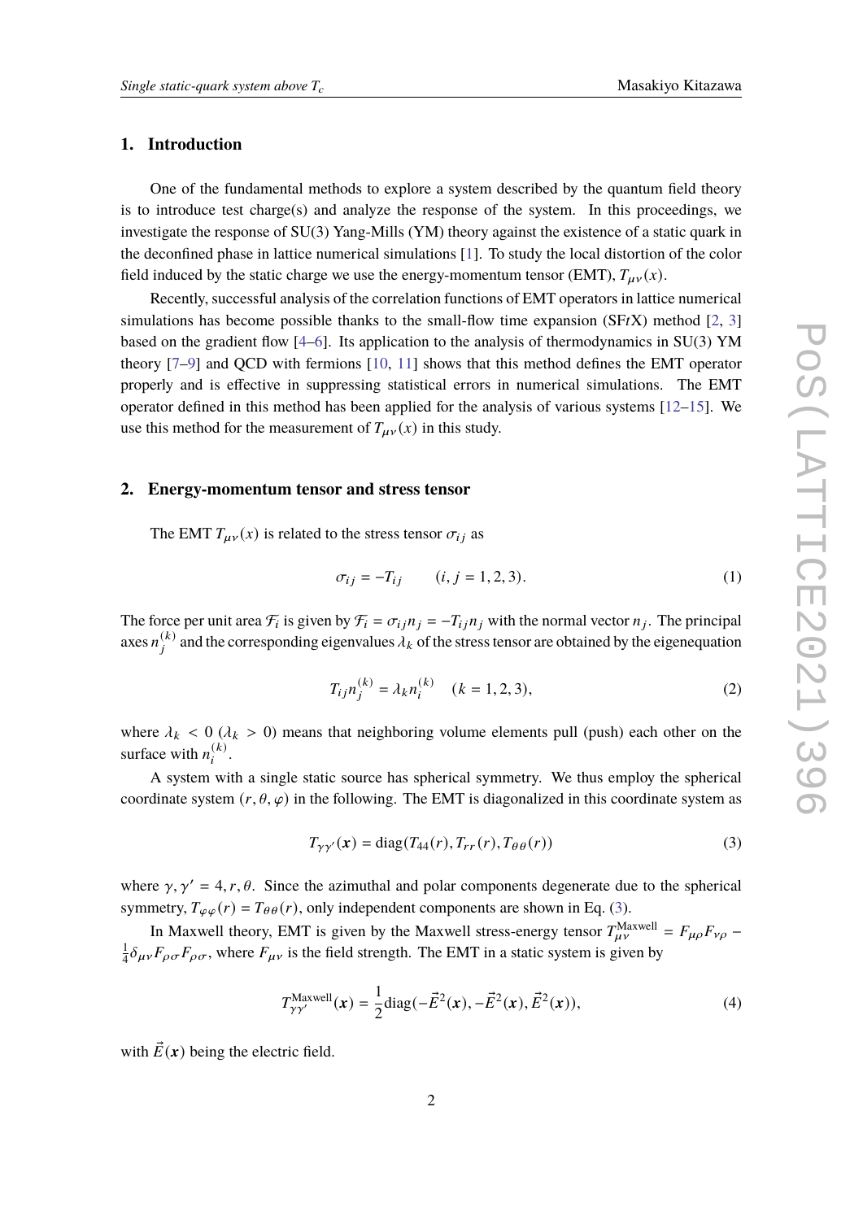## 1. Introduction

One of the fundamental methods to explore a system described by the quantum field theory is to introduce test charge(s) and analyze the response of the system. In this proceedings, we investigate the response of SU(3) Yang-Mills (YM) theory against the existence of a static quark in the deconfined phase in lattice numerical simulations [1]. To study the local distortion of the color field induced by the static charge we use the energy-momentum tensor (EMT), $T_{\mu\nu}(x)$.

Recently, successful analysis of the correlation functions of EMT operators in lattice numerical simulations has become possible thanks to the small-flow time expansion (SF*t*X) method [2, 3] based on the gradient flow [4–6]. Its application to the analysis of thermodynamics in SU(3) YM theory [7–9] and QCD with fermions [10, 11] shows that this method defines the EMT operator properly and is effective in suppressing statistical errors in numerical simulations. The EMT operator defined in this method has been applied for the analysis of various systems [12–15]. We use this method for the measurement of $T_{\mu\nu}(x)$ in this study.

## 2. Energy-momentum tensor and stress tensor

The EMT $T_{\mu\nu}(x)$ is related to the stress tensor $\sigma_{ij}$ as

$$\sigma_{ij} = -T_{ij} \qquad (i,j = 1,2,3). \tag{1}$$

The force per unit area $\mathcal{F}_i$ is given by $\mathcal{F}_i = \sigma_{ij} n_j = -T_{ij} n_j$ with the normal vector $n_j$. The principal axes $n_j^{(k)}$ and the corresponding eigenvalues $\lambda_k$ of the stress tensor are obtained by the eigenequation

$$T_{ij} n_j^{(k)} = \lambda_k n_i^{(k)} \quad (k = 1,2,3), \tag{2}$$

where $\lambda_k < 0$ ($\lambda_k > 0$) means that neighboring volume elements pull (push) each other on the surface with $n_i^{(k)}$.

A system with a single static source has spherical symmetry. We thus employ the spherical coordinate system $(r, \theta, \varphi)$ in the following. The EMT is diagonalized in this coordinate system as

$$T_{\gamma\gamma'}(\boldsymbol{x}) = \mathrm{diag}(T_{44}(r), T_{rr}(r), T_{\theta\theta}(r)) \tag{3}$$

where $\gamma, \gamma' = 4, r, \theta$. Since the azimuthal and polar components degenerate due to the spherical symmetry, $T_{\varphi\varphi}(r) = T_{\theta\theta}(r)$, only independent components are shown in Eq. (3).

In Maxwell theory, EMT is given by the Maxwell stress-energy tensor $T_{\mu\nu}^{\mathrm{Maxwell}} = F_{\mu\rho}F_{\nu\rho} - \frac{1}{4}\delta_{\mu\nu}F_{\rho\sigma}F_{\rho\sigma}$, where $F_{\mu\nu}$ is the field strength. The EMT in a static system is given by

$$T_{\gamma\gamma'}^{\mathrm{Maxwell}}(\boldsymbol{x}) = \frac{1}{2}\mathrm{diag}(-\vec{E}^2(\boldsymbol{x}), -\vec{E}^2(\boldsymbol{x}), \vec{E}^2(\boldsymbol{x})), \tag{4}$$

with $\vec{E}(\boldsymbol{x})$ being the electric field.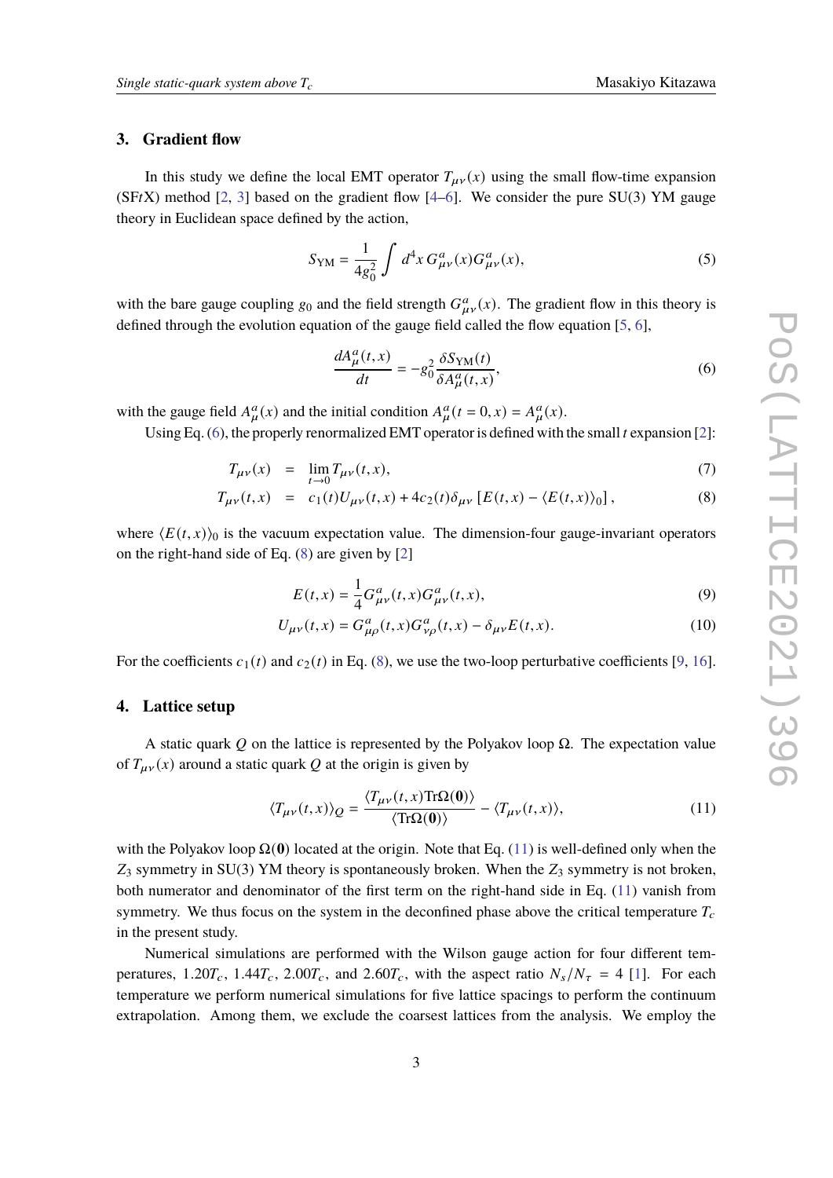## 3. Gradient flow

In this study we define the local EMT operator $T_{\mu\nu}(x)$ using the small flow-time expansion (SF$t$X) method [2, 3] based on the gradient flow [4–6]. We consider the pure SU(3) YM gauge theory in Euclidean space defined by the action,

$$S_{\rm YM} = \frac{1}{4g_0^2}\int d^4x\, G^a_{\mu\nu}(x)G^a_{\mu\nu}(x), \tag{5}$$

with the bare gauge coupling $g_0$ and the field strength $G^a_{\mu\nu}(x)$. The gradient flow in this theory is defined through the evolution equation of the gauge field called the flow equation [5, 6],

$$\frac{dA^a_\mu(t,x)}{dt} = -g_0^2\frac{\delta S_{\rm YM}(t)}{\delta A^a_\mu(t,x)}, \tag{6}$$

with the gauge field $A^a_\mu(x)$ and the initial condition $A^a_\mu(t=0,x) = A^a_\mu(x)$.

Using Eq. (6), the properly renormalized EMT operator is defined with the small $t$ expansion [2]:

$$T_{\mu\nu}(x) = \lim_{t\to 0} T_{\mu\nu}(t,x), \tag{7}$$

$$T_{\mu\nu}(t,x) = c_1(t)U_{\mu\nu}(t,x) + 4c_2(t)\delta_{\mu\nu}\left[E(t,x) - \langle E(t,x)\rangle_0\right], \tag{8}$$

where $\langle E(t,x)\rangle_0$ is the vacuum expectation value. The dimension-four gauge-invariant operators on the right-hand side of Eq. (8) are given by [2]

$$E(t,x) = \frac{1}{4}G^a_{\mu\nu}(t,x)G^a_{\mu\nu}(t,x), \tag{9}$$

$$U_{\mu\nu}(t,x) = G^a_{\mu\rho}(t,x)G^a_{\nu\rho}(t,x) - \delta_{\mu\nu}E(t,x). \tag{10}$$

For the coefficients $c_1(t)$ and $c_2(t)$ in Eq. (8), we use the two-loop perturbative coefficients [9, 16].

## 4. Lattice setup

A static quark $Q$ on the lattice is represented by the Polyakov loop $\Omega$. The expectation value of $T_{\mu\nu}(x)$ around a static quark $Q$ at the origin is given by

$$\langle T_{\mu\nu}(t,x)\rangle_Q = \frac{\langle T_{\mu\nu}(t,x){\rm Tr}\Omega(\mathbf{0})\rangle}{\langle {\rm Tr}\Omega(\mathbf{0})\rangle} - \langle T_{\mu\nu}(t,x)\rangle, \tag{11}$$

with the Polyakov loop $\Omega(\mathbf{0})$ located at the origin. Note that Eq. (11) is well-defined only when the $Z_3$ symmetry in SU(3) YM theory is spontaneously broken. When the $Z_3$ symmetry is not broken, both numerator and denominator of the first term on the right-hand side in Eq. (11) vanish from symmetry. We thus focus on the system in the deconfined phase above the critical temperature $T_c$ in the present study.

Numerical simulations are performed with the Wilson gauge action for four different temperatures, $1.20T_c$, $1.44T_c$, $2.00T_c$, and $2.60T_c$, with the aspect ratio $N_s/N_\tau = 4$ [1]. For each temperature we perform numerical simulations for five lattice spacings to perform the continuum extrapolation. Among them, we exclude the coarsest lattices from the analysis. We employ the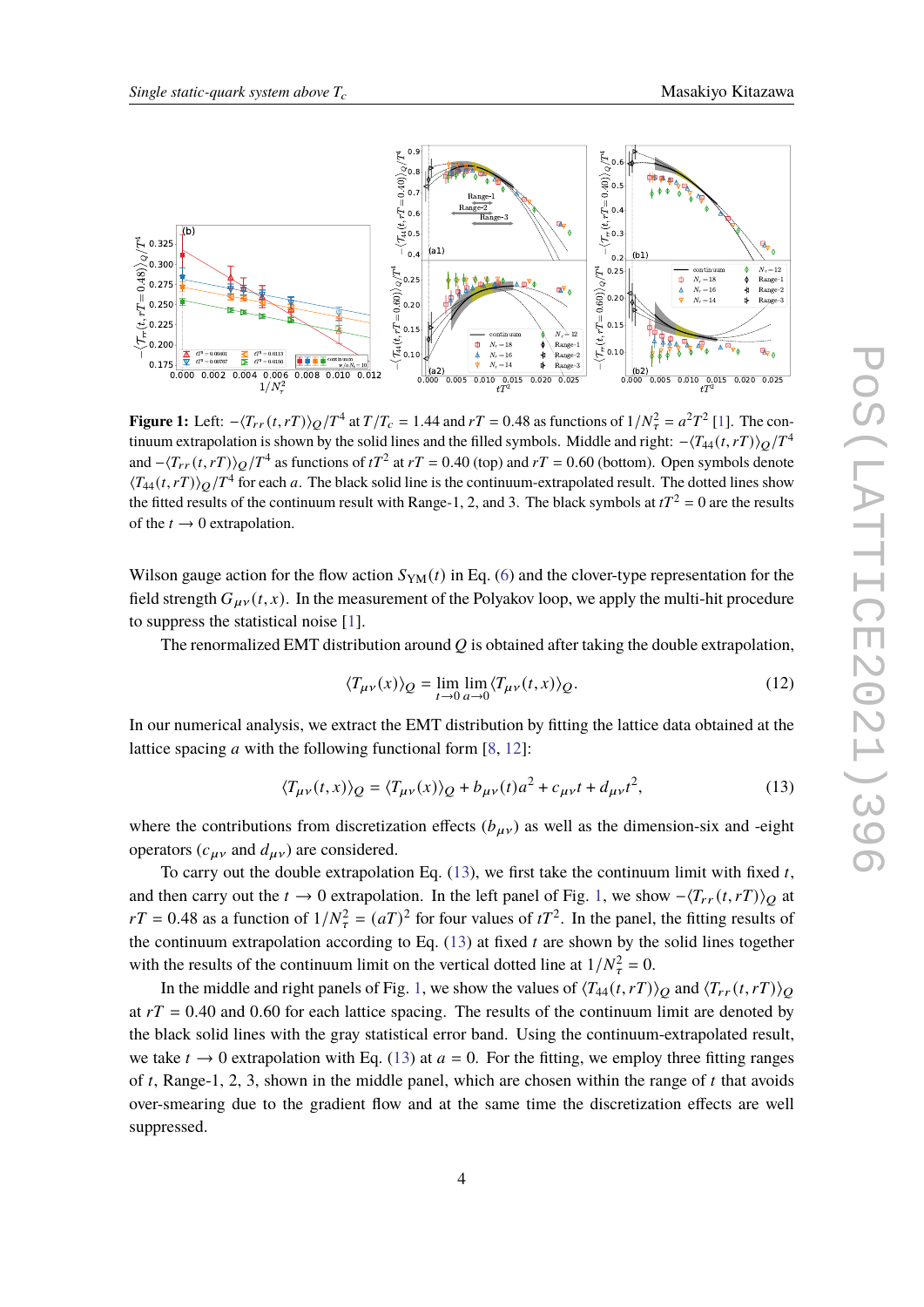**Figure 1:** Left: $-\langle T_{rr}(t,rT)\rangle_Q/T^4$ at $T/T_c = 1.44$ and $rT = 0.48$ as functions of $1/N_\tau^2 = a^2T^2$ [1]. The continuum extrapolation is shown by the solid lines and the filled symbols. Middle and right: $-\langle T_{44}(t,rT)\rangle_Q/T^4$ and $-\langle T_{rr}(t,rT)\rangle_Q/T^4$ as functions of $tT^2$ at $rT = 0.40$ (top) and $rT = 0.60$ (bottom). Open symbols denote $\langle T_{44}(t,rT)\rangle_Q/T^4$ for each $a$. The black solid line is the continuum-extrapolated result. The dotted lines show the fitted results of the continuum result with Range-1, 2, and 3. The black symbols at $tT^2 = 0$ are the results of the $t \to 0$ extrapolation.

Wilson gauge action for the flow action $S_{\rm YM}(t)$ in Eq. (6) and the clover-type representation for the field strength $G_{\mu\nu}(t,x)$. In the measurement of the Polyakov loop, we apply the multi-hit procedure to suppress the statistical noise [1].

The renormalized EMT distribution around $Q$ is obtained after taking the double extrapolation,

$$\langle T_{\mu\nu}(x)\rangle_Q = \lim_{t\to 0}\lim_{a\to 0}\langle T_{\mu\nu}(t,x)\rangle_Q. \tag{12}$$

In our numerical analysis, we extract the EMT distribution by fitting the lattice data obtained at the lattice spacing $a$ with the following functional form [8, 12]:

$$\langle T_{\mu\nu}(t,x)\rangle_Q = \langle T_{\mu\nu}(x)\rangle_Q + b_{\mu\nu}(t)a^2 + c_{\mu\nu}t + d_{\mu\nu}t^2, \tag{13}$$

where the contributions from discretization effects ($b_{\mu\nu}$) as well as the dimension-six and -eight operators ($c_{\mu\nu}$ and $d_{\mu\nu}$) are considered.

To carry out the double extrapolation Eq. (13), we first take the continuum limit with fixed $t$, and then carry out the $t \to 0$ extrapolation. In the left panel of Fig. 1, we show $-\langle T_{rr}(t,rT)\rangle_Q$ at $rT = 0.48$ as a function of $1/N_\tau^2 = (aT)^2$ for four values of $tT^2$. In the panel, the fitting results of the continuum extrapolation according to Eq. (13) at fixed $t$ are shown by the solid lines together with the results of the continuum limit on the vertical dotted line at $1/N_\tau^2 = 0$.

In the middle and right panels of Fig. 1, we show the values of $\langle T_{44}(t,rT)\rangle_Q$ and $\langle T_{rr}(t,rT)\rangle_Q$ at $rT = 0.40$ and $0.60$ for each lattice spacing. The results of the continuum limit are denoted by the black solid lines with the gray statistical error band. Using the continuum-extrapolated result, we take $t \to 0$ extrapolation with Eq. (13) at $a = 0$. For the fitting, we employ three fitting ranges of $t$, Range-1, 2, 3, shown in the middle panel, which are chosen within the range of $t$ that avoids over-smearing due to the gradient flow and at the same time the discretization effects are well suppressed.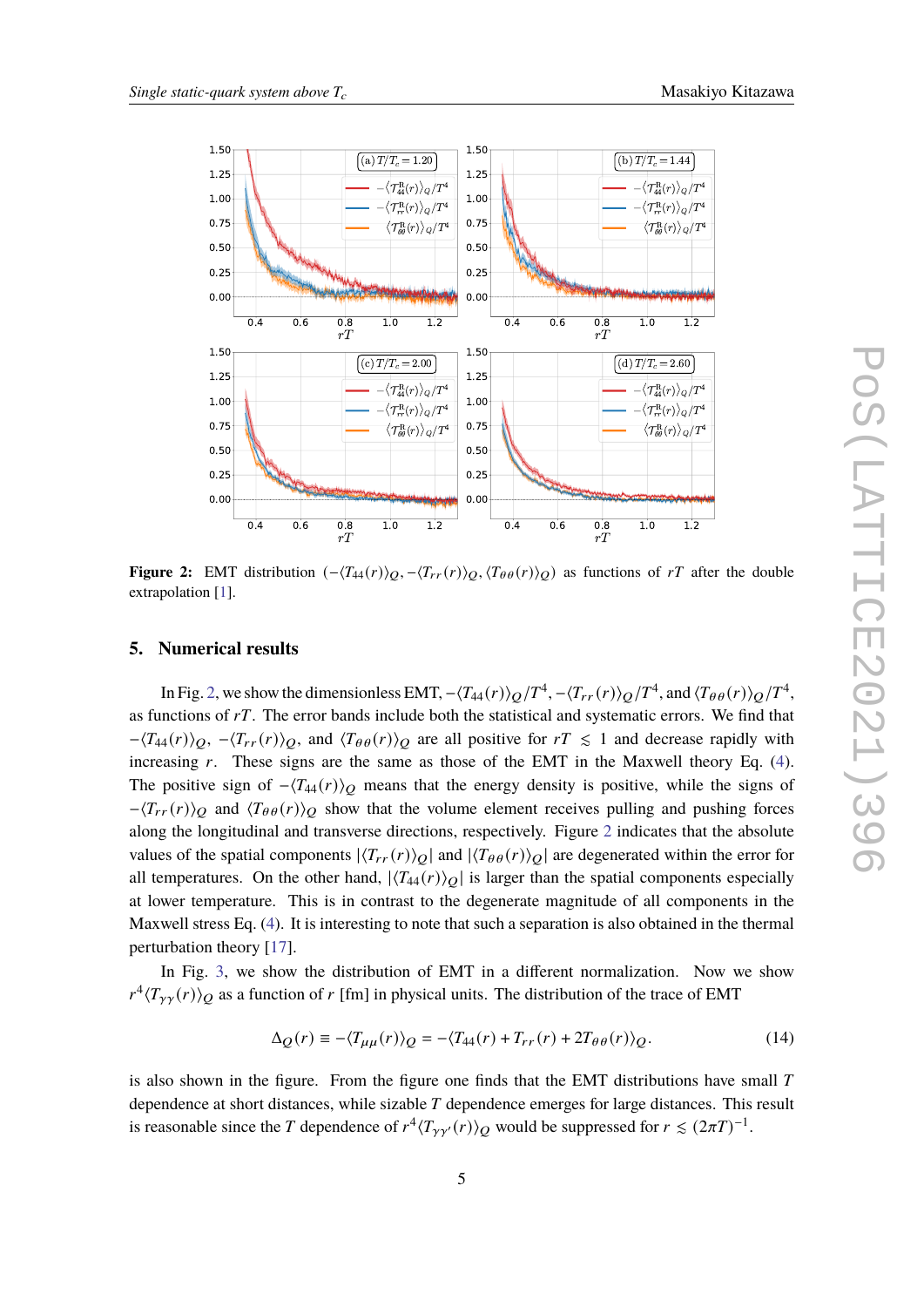**Figure 2:** EMT distribution $(-\langle T_{44}(r)\rangle_Q, -\langle T_{rr}(r)\rangle_Q, \langle T_{\theta\theta}(r)\rangle_Q)$ as functions of $rT$ after the double extrapolation [1].

## 5. Numerical results

In Fig. 2, we show the dimensionless EMT, $-\langle T_{44}(r)\rangle_Q/T^4$, $-\langle T_{rr}(r)\rangle_Q/T^4$, and $\langle T_{\theta\theta}(r)\rangle_Q/T^4$, as functions of $rT$. The error bands include both the statistical and systematic errors. We find that $-\langle T_{44}(r)\rangle_Q$, $-\langle T_{rr}(r)\rangle_Q$, and $\langle T_{\theta\theta}(r)\rangle_Q$ are all positive for $rT \lesssim 1$ and decrease rapidly with increasing $r$. These signs are the same as those of the EMT in the Maxwell theory Eq. (4). The positive sign of $-\langle T_{44}(r)\rangle_Q$ means that the energy density is positive, while the signs of $-\langle T_{rr}(r)\rangle_Q$ and $\langle T_{\theta\theta}(r)\rangle_Q$ show that the volume element receives pulling and pushing forces along the longitudinal and transverse directions, respectively. Figure 2 indicates that the absolute values of the spatial components $|\langle T_{rr}(r)\rangle_Q|$ and $|\langle T_{\theta\theta}(r)\rangle_Q|$ are degenerated within the error for all temperatures. On the other hand, $|\langle T_{44}(r)\rangle_Q|$ is larger than the spatial components especially at lower temperature. This is in contrast to the degenerate magnitude of all components in the Maxwell stress Eq. (4). It is interesting to note that such a separation is also obtained in the thermal perturbation theory [17].

In Fig. 3, we show the distribution of EMT in a different normalization. Now we show $r^4\langle T_{\gamma\gamma}(r)\rangle_Q$ as a function of $r$ [fm] in physical units. The distribution of the trace of EMT

$$\Delta_Q(r) \equiv -\langle T_{\mu\mu}(r)\rangle_Q = -\langle T_{44}(r) + T_{rr}(r) + 2T_{\theta\theta}(r)\rangle_Q. \tag{14}$$

is also shown in the figure. From the figure one finds that the EMT distributions have small $T$ dependence at short distances, while sizable $T$ dependence emerges for large distances. This result is reasonable since the $T$ dependence of $r^4\langle T_{\gamma\gamma'}(r)\rangle_Q$ would be suppressed for $r \lesssim (2\pi T)^{-1}$.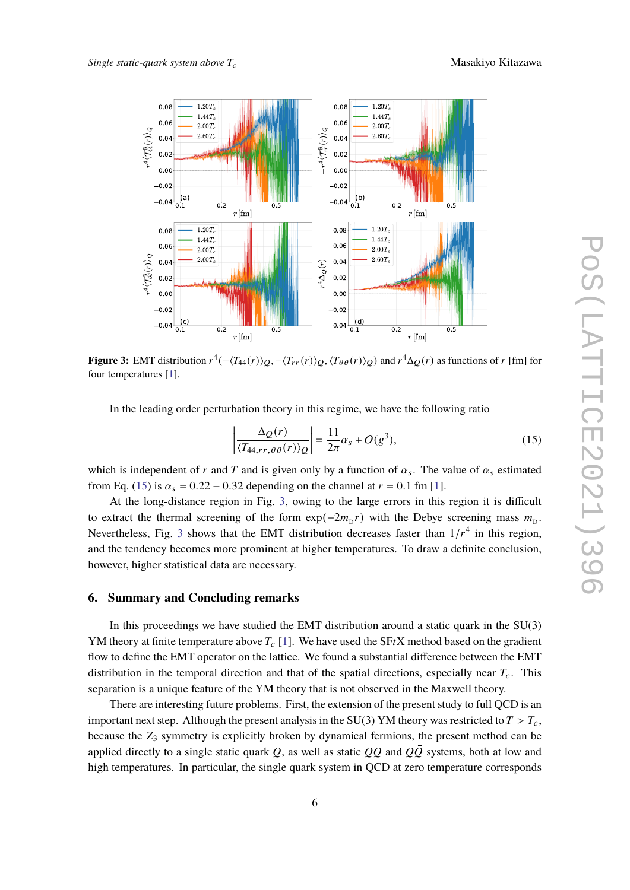**Figure 3:** EMT distribution $r^4(-\langle T_{44}(r)\rangle_Q, -\langle T_{rr}(r)\rangle_Q, \langle T_{\theta\theta}(r)\rangle_Q)$ and $r^4\Delta_Q(r)$ as functions of $r$ [fm] for four temperatures [1].

In the leading order perturbation theory in this regime, we have the following ratio

$$\left|\frac{\Delta_Q(r)}{\langle T_{44,rr,\theta\theta}(r)\rangle_Q}\right| = \frac{11}{2\pi}\alpha_s + O(g^3), \tag{15}$$

which is independent of $r$ and $T$ and is given only by a function of $\alpha_s$. The value of $\alpha_s$ estimated from Eq. (15) is $\alpha_s = 0.22 - 0.32$ depending on the channel at $r = 0.1$ fm [1].

At the long-distance region in Fig. 3, owing to the large errors in this region it is difficult to extract the thermal screening of the form $\exp(-2m_{\mathrm{D}}r)$ with the Debye screening mass $m_{\mathrm{D}}$. Nevertheless, Fig. 3 shows that the EMT distribution decreases faster than $1/r^4$ in this region, and the tendency becomes more prominent at higher temperatures. To draw a definite conclusion, however, higher statistical data are necessary.

## 6. Summary and Concluding remarks

In this proceedings we have studied the EMT distribution around a static quark in the SU(3) YM theory at finite temperature above $T_c$ [1]. We have used the SF$t$X method based on the gradient flow to define the EMT operator on the lattice. We found a substantial difference between the EMT distribution in the temporal direction and that of the spatial directions, especially near $T_c$. This separation is a unique feature of the YM theory that is not observed in the Maxwell theory.

There are interesting future problems. First, the extension of the present study to full QCD is an important next step. Although the present analysis in the SU(3) YM theory was restricted to $T > T_c$, because the $Z_3$ symmetry is explicitly broken by dynamical fermions, the present method can be applied directly to a single static quark $Q$, as well as static $QQ$ and $Q\bar{Q}$ systems, both at low and high temperatures. In particular, the single quark system in QCD at zero temperature corresponds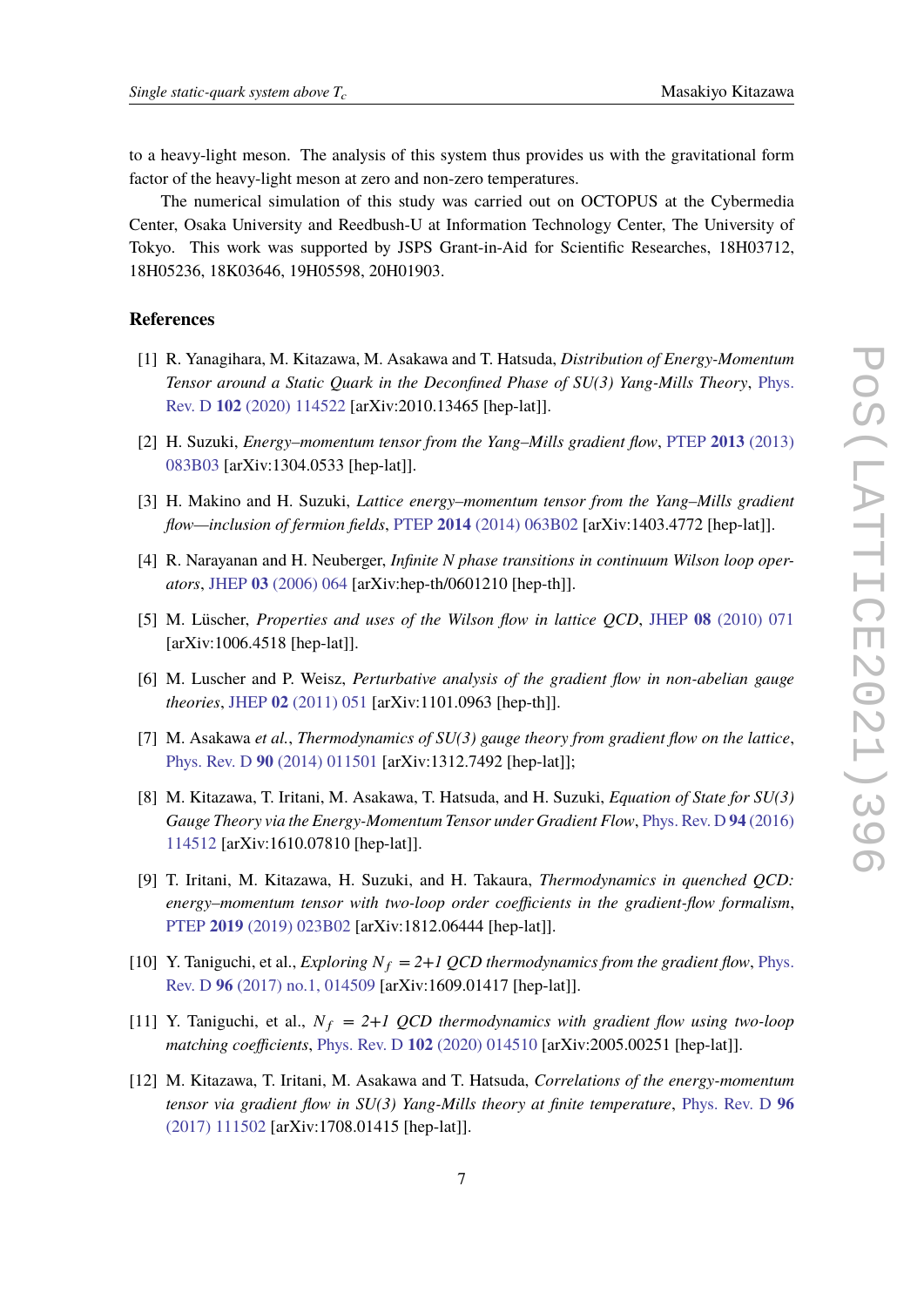to a heavy-light meson. The analysis of this system thus provides us with the gravitational form factor of the heavy-light meson at zero and non-zero temperatures.

The numerical simulation of this study was carried out on OCTOPUS at the Cybermedia Center, Osaka University and Reedbush-U at Information Technology Center, The University of Tokyo. This work was supported by JSPS Grant-in-Aid for Scientific Researches, 18H03712, 18H05236, 18K03646, 19H05598, 20H01903.

## References

[1] R. Yanagihara, M. Kitazawa, M. Asakawa and T. Hatsuda, *Distribution of Energy-Momentum Tensor around a Static Quark in the Deconfined Phase of SU(3) Yang-Mills Theory*, Phys. Rev. D **102** (2020) 114522 [arXiv:2010.13465 [hep-lat]].

[2] H. Suzuki, *Energy–momentum tensor from the Yang–Mills gradient flow*, PTEP **2013** (2013) 083B03 [arXiv:1304.0533 [hep-lat]].

[3] H. Makino and H. Suzuki, *Lattice energy–momentum tensor from the Yang–Mills gradient flow—inclusion of fermion fields*, PTEP **2014** (2014) 063B02 [arXiv:1403.4772 [hep-lat]].

[4] R. Narayanan and H. Neuberger, *Infinite N phase transitions in continuum Wilson loop operators*, JHEP **03** (2006) 064 [arXiv:hep-th/0601210 [hep-th]].

[5] M. Lüscher, *Properties and uses of the Wilson flow in lattice QCD*, JHEP **08** (2010) 071 [arXiv:1006.4518 [hep-lat]].

[6] M. Luscher and P. Weisz, *Perturbative analysis of the gradient flow in non-abelian gauge theories*, JHEP **02** (2011) 051 [arXiv:1101.0963 [hep-th]].

[7] M. Asakawa *et al.*, *Thermodynamics of SU(3) gauge theory from gradient flow on the lattice*, Phys. Rev. D **90** (2014) 011501 [arXiv:1312.7492 [hep-lat]];

[8] M. Kitazawa, T. Iritani, M. Asakawa, T. Hatsuda, and H. Suzuki, *Equation of State for SU(3) Gauge Theory via the Energy-Momentum Tensor under Gradient Flow*, Phys. Rev. D **94** (2016) 114512 [arXiv:1610.07810 [hep-lat]].

[9] T. Iritani, M. Kitazawa, H. Suzuki, and H. Takaura, *Thermodynamics in quenched QCD: energy–momentum tensor with two-loop order coefficients in the gradient-flow formalism*, PTEP **2019** (2019) 023B02 [arXiv:1812.06444 [hep-lat]].

[10] Y. Taniguchi, et al., *Exploring $N_f$ = 2+1 QCD thermodynamics from the gradient flow*, Phys. Rev. D **96** (2017) no.1, 014509 [arXiv:1609.01417 [hep-lat]].

[11] Y. Taniguchi, et al., *$N_f$ = 2+1 QCD thermodynamics with gradient flow using two-loop matching coefficients*, Phys. Rev. D **102** (2020) 014510 [arXiv:2005.00251 [hep-lat]].

[12] M. Kitazawa, T. Iritani, M. Asakawa and T. Hatsuda, *Correlations of the energy-momentum tensor via gradient flow in SU(3) Yang-Mills theory at finite temperature*, Phys. Rev. D **96** (2017) 111502 [arXiv:1708.01415 [hep-lat]].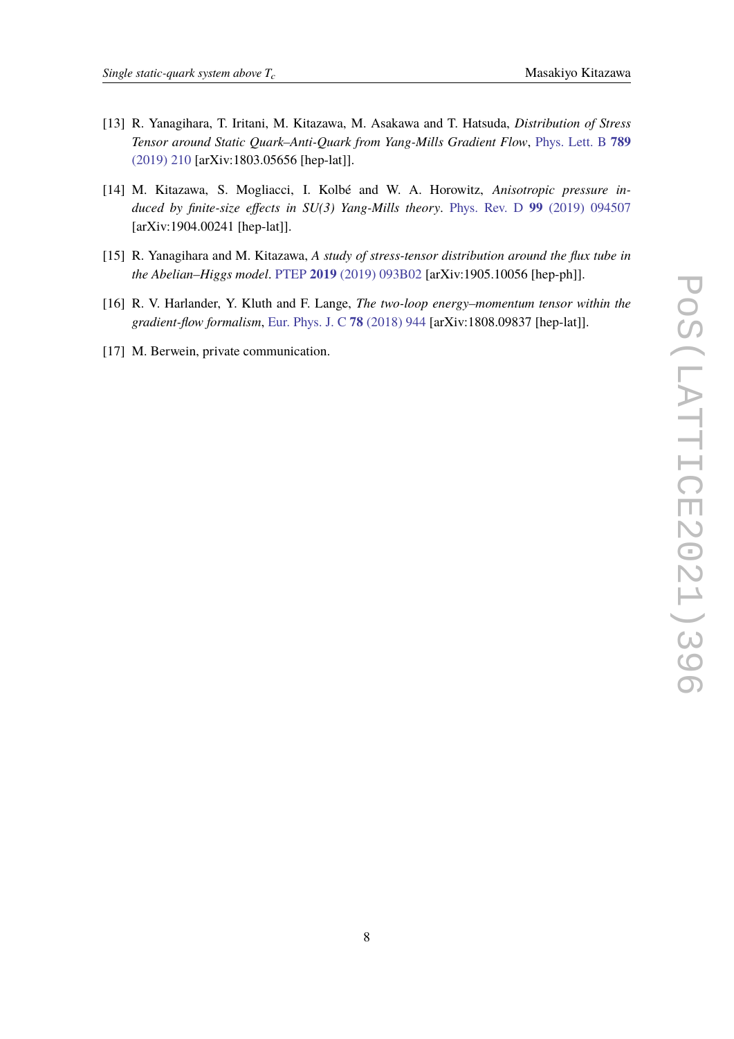[13] R. Yanagihara, T. Iritani, M. Kitazawa, M. Asakawa and T. Hatsuda, *Distribution of Stress Tensor around Static Quark–Anti-Quark from Yang-Mills Gradient Flow*, Phys. Lett. B **789** (2019) 210 [arXiv:1803.05656 [hep-lat]].

[14] M. Kitazawa, S. Mogliacci, I. Kolbé and W. A. Horowitz, *Anisotropic pressure induced by finite-size effects in SU(3) Yang-Mills theory*. Phys. Rev. D **99** (2019) 094507 [arXiv:1904.00241 [hep-lat]].

[15] R. Yanagihara and M. Kitazawa, *A study of stress-tensor distribution around the flux tube in the Abelian–Higgs model*. PTEP **2019** (2019) 093B02 [arXiv:1905.10056 [hep-ph]].

[16] R. V. Harlander, Y. Kluth and F. Lange, *The two-loop energy–momentum tensor within the gradient-flow formalism*, Eur. Phys. J. C **78** (2018) 944 [arXiv:1808.09837 [hep-lat]].

[17] M. Berwein, private communication.